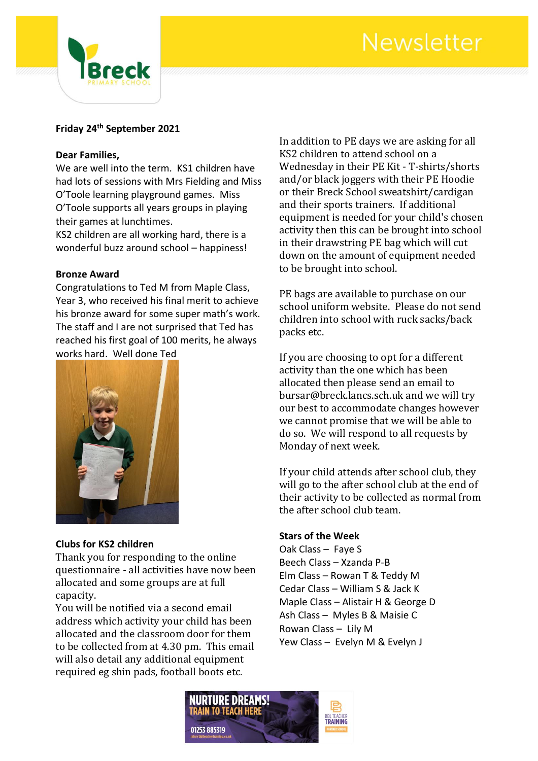# Newsletter

**Friday 24th September 2021**

**Dear Families,**

We are well into the term. KS1 children have had lots of sessions with Mrs Fielding and Miss O'Toole learning playground games. Miss O'Toole supports all years groups in playing their games at lunchtimes.

KS2 children are all working hard, there is a wonderful buzz around school – happiness!

**Bronze Award**

Congratulations to Ted M from Maple Class, Year 3, who received his final merit to achieve his bronze award for some super math's work. The staff and I are not surprised that Ted has reached his first goal of 100 merits, he always works hard. Well done Ted

**Clubs for KS2 children**

Thank you for responding to the online questionnaire - all activities have now been allocated and some groups are at full capacity.

You will be notified via a second email address which activity your child has been allocated and the classroom door for them to be collected from at 4.30 pm. This email will also detail any additional equipment required eg shin pads, football boots etc.

In addition to PE days we are asking for all KS2 children to attend school on a Wednesday in their PE Kit - T-shirts/shorts and/or black joggers with their PE Hoodie or their Breck School sweatshirt/cardigan and their sports trainers. If additional equipment is needed for your child's chosen activity then this can be brought into school in their drawstring PE bag which will cut down on the amount of equipment needed to be brought into school.

PE bags are available to purchase on our school uniform website. Please do not send children into school with ruck sacks/back packs etc.

If you are choosing to opt for a different activity than the one which has been allocated then please send an email to bursar@breck.lancs.sch.uk and we will try our best to accommodate changes however we cannot promise that we will be able to do so. We will respond to all requests by Monday of next week.

If your child attends after school club, they will go to the after school club at the end of their activity to be collected as normal from the after school club team.

**Stars of the Week**

Oak Class – Faye S
Beech Class – Xzanda P-B
Elm Class – Rowan T & Teddy M
Cedar Class – William S & Jack K
Maple Class – Alistair H & George D
Ash Class – Myles B & Maisie C
Rowan Class – Lily M
Yew Class – Evelyn M & Evelyn J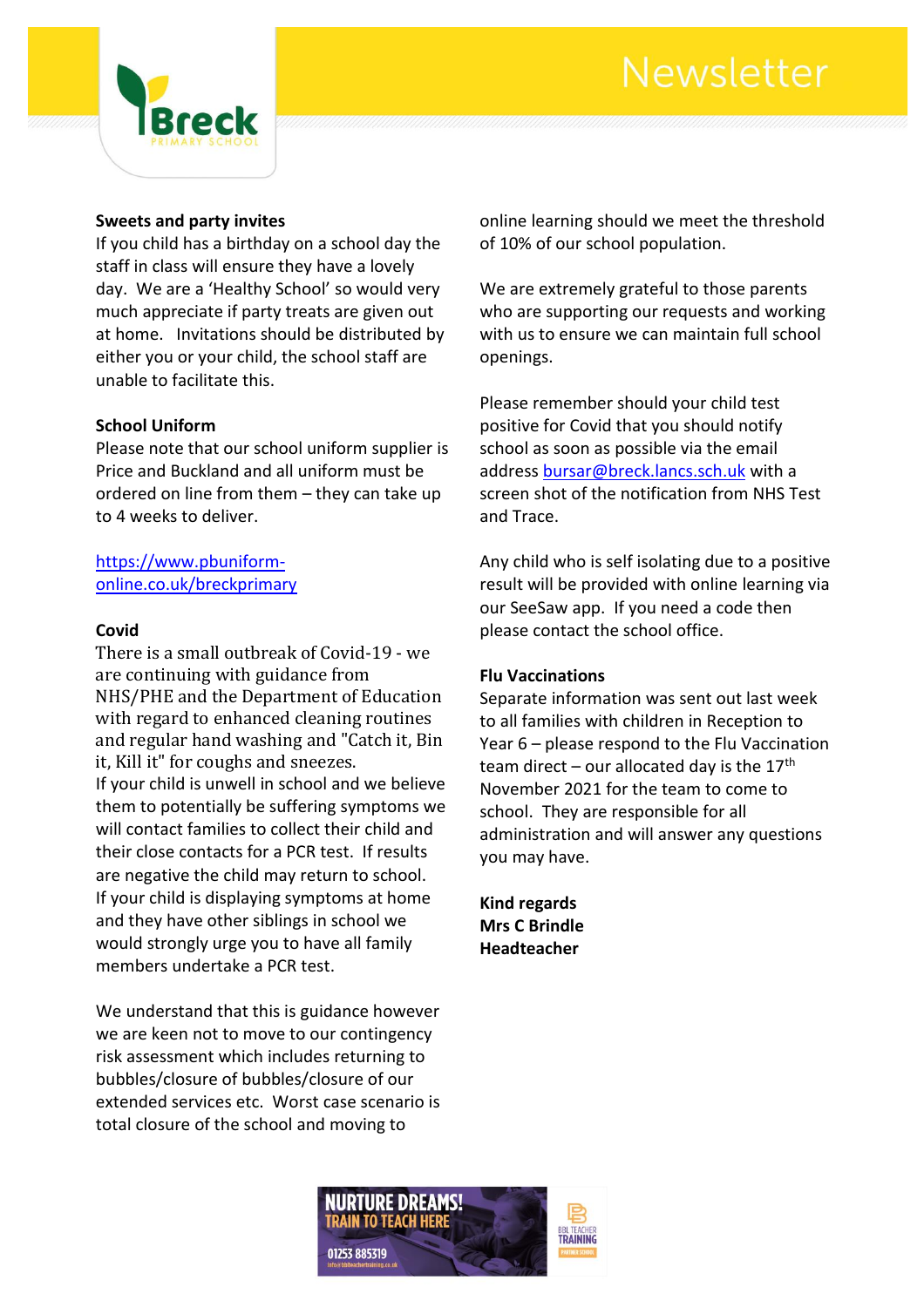# Newsletter

**Sweets and party invites**

If you child has a birthday on a school day the staff in class will ensure they have a lovely day. We are a 'Healthy School' so would very much appreciate if party treats are given out at home. Invitations should be distributed by either you or your child, the school staff are unable to facilitate this.

**School Uniform**

Please note that our school uniform supplier is Price and Buckland and all uniform must be ordered on line from them – they can take up to 4 weeks to deliver.

https://www.pbuniform-online.co.uk/breckprimary

**Covid**

There is a small outbreak of Covid-19 - we are continuing with guidance from NHS/PHE and the Department of Education with regard to enhanced cleaning routines and regular hand washing and "Catch it, Bin it, Kill it" for coughs and sneezes.

If your child is unwell in school and we believe them to potentially be suffering symptoms we will contact families to collect their child and their close contacts for a PCR test. If results are negative the child may return to school. If your child is displaying symptoms at home and they have other siblings in school we would strongly urge you to have all family members undertake a PCR test.

We understand that this is guidance however we are keen not to move to our contingency risk assessment which includes returning to bubbles/closure of bubbles/closure of our extended services etc. Worst case scenario is total closure of the school and moving to online learning should we meet the threshold of 10% of our school population.

We are extremely grateful to those parents who are supporting our requests and working with us to ensure we can maintain full school openings.

Please remember should your child test positive for Covid that you should notify school as soon as possible via the email address bursar@breck.lancs.sch.uk with a screen shot of the notification from NHS Test and Trace.

Any child who is self isolating due to a positive result will be provided with online learning via our SeeSaw app. If you need a code then please contact the school office.

**Flu Vaccinations**

Separate information was sent out last week to all families with children in Reception to Year 6 – please respond to the Flu Vaccination team direct – our allocated day is the 17th November 2021 for the team to come to school. They are responsible for all administration and will answer any questions you may have.

**Kind regards**
**Mrs C Brindle**
**Headteacher**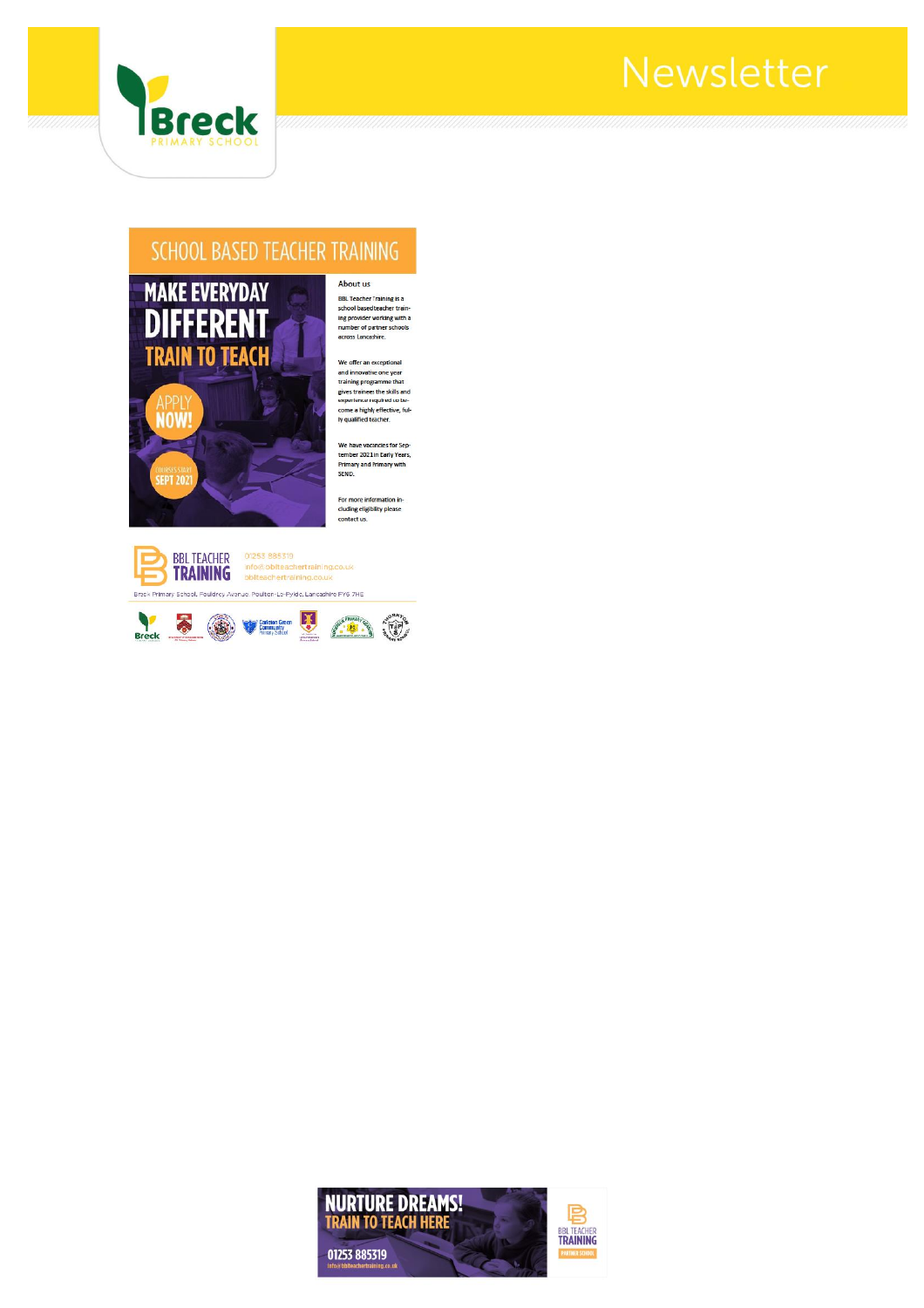# SCHOOL BASED TEACHER TRAINING

MAKE EVERYDAY DIFFERENT

TRAIN TO TEACH

APPLY NOW!

COURSES START SEPT 2021

## About us

BBL Teacher Training is a school based teacher training provider working with a number of partner schools across Lancashire.

We offer an exceptional and innovative one year training programme that gives trainees the skills and experience required to become a highly effective, fully qualified teacher.

We have vacancies for September 2021 in Early Years, Primary and Primary with SEND.

For more information including eligibility please contact us.

BBL TEACHER TRAINING

01253 885310

info@bblteachertraining.co.uk

bblteachertraining.co.uk

Breck Primary School, Fouldrey Avenue, Poulton-Le-Fylde, Lancashire FY6 7HE

NURTURE DREAMS! TRAIN TO TEACH HERE

01253 885319

info@bblteachertraining.co.uk

BBL TEACHER TRAINING

PARTNER SCHOOL